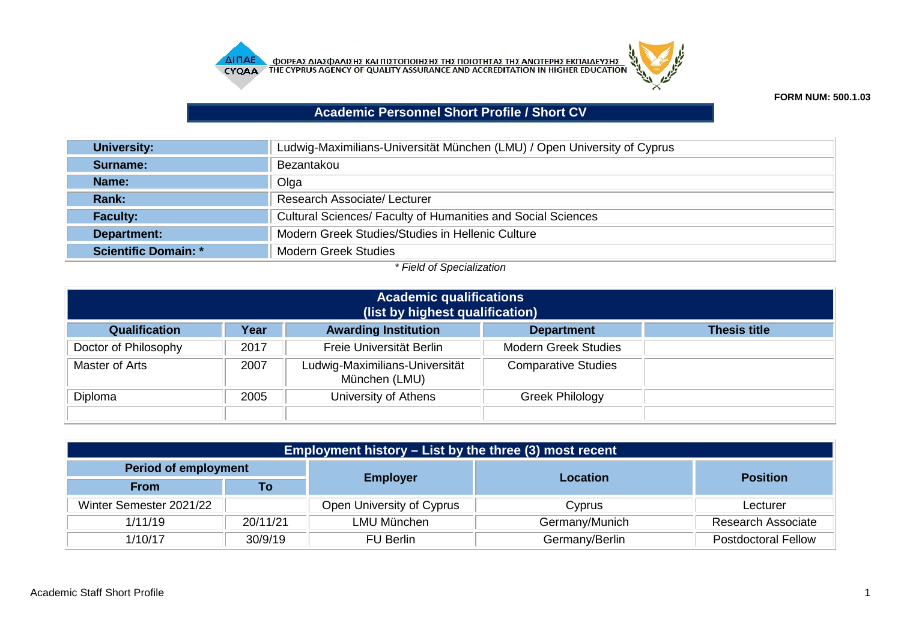ΦΟΡΕΑΣ ΔΙΑΣΦΑΛΙΣΗΣ ΚΑΙ ΠΙΣΤΟΠΟΙΗΣΗΣ ΤΗΣ ΠΟΙΟΤΗΤΑΣ ΤΗΣ ΑΝΩΤΕΡΗΣ ΕΚΠΑΙΔΕΥΣΗΣ
THE CYPRUS AGENCY OF QUALITY ASSURANCE AND ACCREDITATION IN HIGHER EDUCATION

**FORM NUM: 500.1.03**

# Academic Personnel Short Profile / Short CV

| | |
|---|---|
| **University:** | Ludwig-Maximilians-Universität München (LMU) / Open University of Cyprus |
| **Surname:** | Bezantakou |
| **Name:** | Olga |
| **Rank:** | Research Associate/ Lecturer |
| **Faculty:** | Cultural Sciences/ Faculty of Humanities and Social Sciences |
| **Department:** | Modern Greek Studies/Studies in Hellenic Culture |
| **Scientific Domain: *** | Modern Greek Studies |

*\* Field of Specialization*

## Academic qualifications (list by highest qualification)

| Qualification | Year | Awarding Institution | Department | Thesis title |
|---|---|---|---|---|
| Doctor of Philosophy | 2017 | Freie Universität Berlin | Modern Greek Studies | |
| Master of Arts | 2007 | Ludwig-Maximilians-Universität München (LMU) | Comparative Studies | |
| Diploma | 2005 | University of Athens | Greek Philology | |
| | | | | |

## Employment history – List by the three (3) most recent

| Period of employment | | Employer | Location | Position |
|---|---|---|---|---|
| From | To | | | |
| Winter Semester 2021/22 | | Open University of Cyprus | Cyprus | Lecturer |
| 1/11/19 | 20/11/21 | LMU München | Germany/Munich | Research Associate |
| 1/10/17 | 30/9/19 | FU Berlin | Germany/Berlin | Postdoctoral Fellow |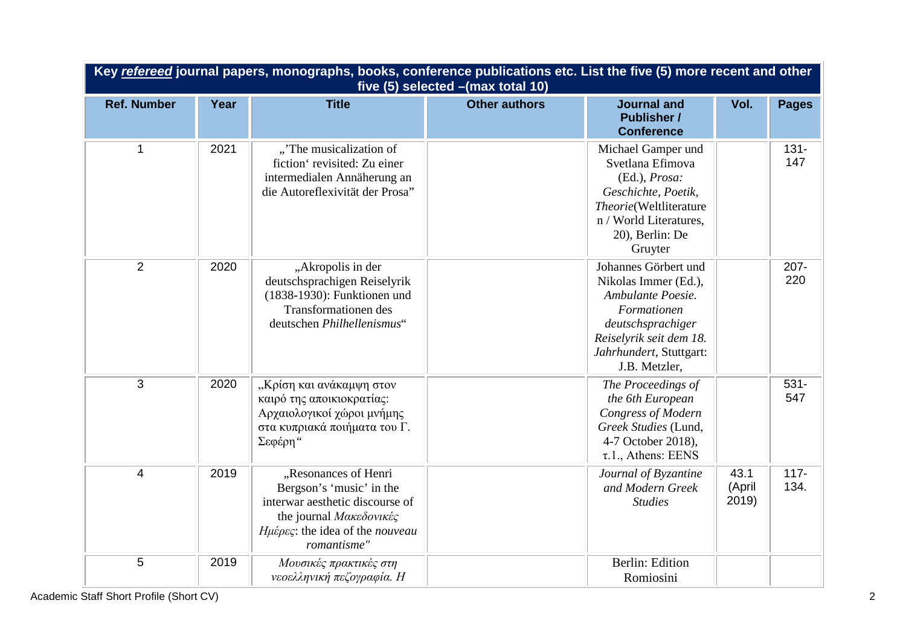| Key ***refereed*** journal papers, monographs, books, conference publications etc. List the five (5) more recent and other five (5) selected –(max total 10) | | | | | | |
|---|---|---|---|---|---|---|
| **Ref. Number** | **Year** | **Title** | **Other authors** | **Journal and Publisher / Conference** | **Vol.** | **Pages** |
| 1 | 2021 | „'The musicalization of fiction' revisited: Zu einer intermedialen Annäherung an die Autoreflexivität der Prosa" | | Michael Gamper und Svetlana Efimova (Ed.), *Prosa: Geschichte, Poetik, Theorie*(Weltliteraturen / World Literatures, 20), Berlin: De Gruyter | | 131-147 |
| 2 | 2020 | „Akropolis in der deutschsprachigen Reiselyrik (1838-1930): Funktionen und Transformationen des deutschen *Philhellenismus*" | | Johannes Görbert und Nikolas Immer (Ed.), *Ambulante Poesie. Formationen deutschsprachiger Reiselyrik seit dem 18. Jahrhundert*, Stuttgart: J.B. Metzler, | | 207-220 |
| 3 | 2020 | „Κρίση και ανάκαμψη στον καιρό της αποικιοκρατίας: Αρχαιολογικοί χώροι μνήμης στα κυπριακά ποιήματα του Γ. Σεφέρη" | | *The Proceedings of the 6th European Congress of Modern Greek Studies* (Lund, 4-7 October 2018), τ.1., Athens: EENS | | 531-547 |
| 4 | 2019 | „Resonances of Henri Bergson's 'music' in the interwar aesthetic discourse of the journal *Μακεδονικές Ημέρες*: the idea of the *nouveau romantisme"* | | *Journal of Byzantine and Modern Greek Studies* | 43.1 (April 2019) | 117-134. |
| 5 | 2019 | *Μουσικές πρακτικές στη νεοελληνική πεζογραφία. Η* | | Berlin: Edition Romiosini | | |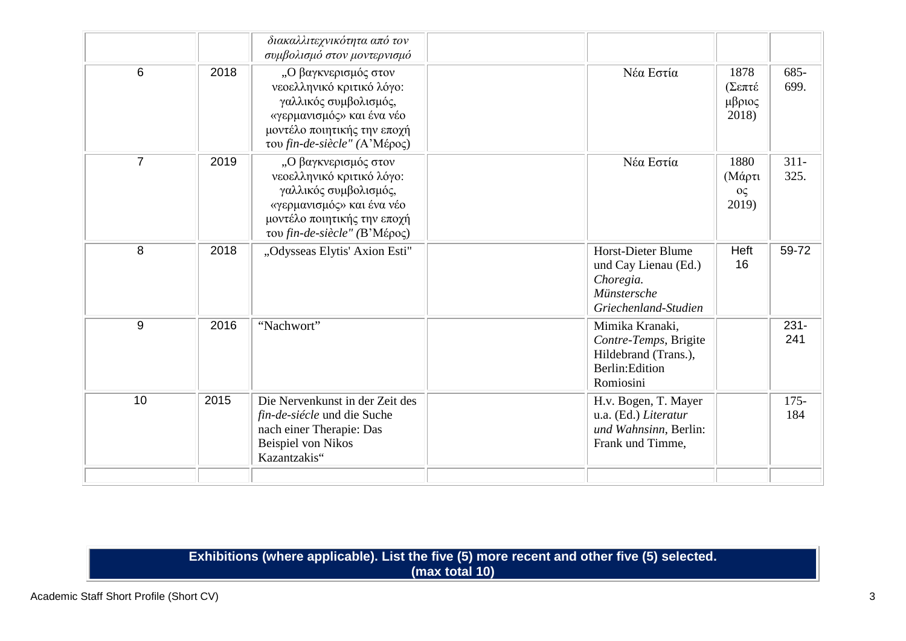| | | | | | | |
|---|---|---|---|---|---|---|
| | | *διακαλλιτεχνικότητα από τον συμβολισμό στον μοντερνισμό* | | | | |
| 6 | 2018 | „Ο βαγκνερισμός στον νεοελληνικό κριτικό λόγο: γαλλικός συμβολισμός, «γερμανισμός» και ένα νέο μοντέλο ποιητικής την εποχή του *fin-de-siècle"* (Α'Μέρος) | | Νέα Εστία | 1878 (Σεπτέ μβριος 2018) | 685-699. |
| 7 | 2019 | „Ο βαγκνερισμός στον νεοελληνικό κριτικό λόγο: γαλλικός συμβολισμός, «γερμανισμός» και ένα νέο μοντέλο ποιητικής την εποχή του *fin-de-siècle" (*Β'Μέρος) | | Νέα Εστία | 1880 (Μάρτι ος 2019) | 311-325. |
| 8 | 2018 | „Odysseas Elytis' Axion Esti" | | Horst-Dieter Blume und Cay Lienau (Ed.) *Choregia. Münstersche Griechenland-Studien* | Heft 16 | 59-72 |
| 9 | 2016 | "Nachwort" | | Mimika Kranaki, *Contre-Temps*, Brigite Hildebrand (Trans.), Berlin:Edition Romiosini | | 231-241 |
| 10 | 2015 | Die Nervenkunst in der Zeit des *fin-de-siécle* und die Suche nach einer Therapie: Das Beispiel von Nikos Kazantzakis" | | H.v. Bogen, T. Mayer u.a. (Ed.) *Literatur und Wahnsinn*, Berlin: Frank und Timme, | | 175-184 |
| | | | | | | |

**Exhibitions (where applicable). List the five (5) more recent and other five (5) selected. (max total 10)**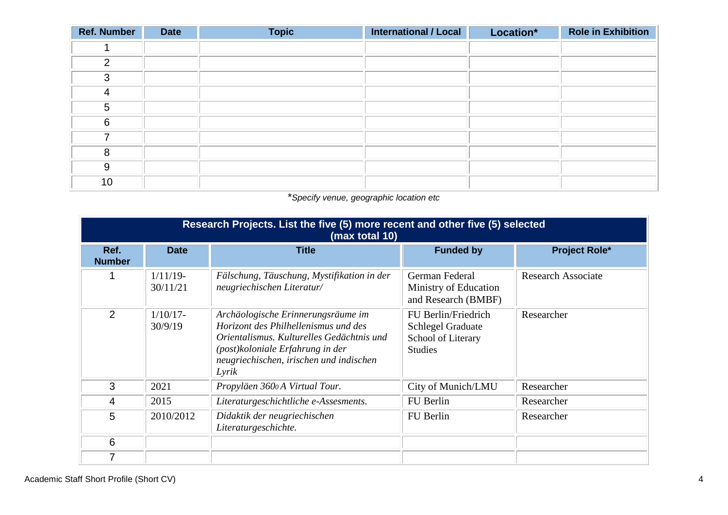| Ref. Number | Date | Topic | International / Local | Location* | Role in Exhibition |
|---|---|---|---|---|---|
| 1 | | | | | |
| 2 | | | | | |
| 3 | | | | | |
| 4 | | | | | |
| 5 | | | | | |
| 6 | | | | | |
| 7 | | | | | |
| 8 | | | | | |
| 9 | | | | | |
| 10 | | | | | |

**Specify venue, geographic location etc*

| Research Projects. List the five (5) more recent and other five (5) selected (max total 10) | | | | |
|---|---|---|---|---|
| **Ref. Number** | **Date** | **Title** | **Funded by** | **Project Role*** |
| 1 | 1/11/19-30/11/21 | *Fälschung, Täuschung, Mystifikation in der neugriechischen Literatur/* | German Federal Ministry of Education and Research (BMBF) | Research Associate |
| 2 | 1/10/17-30/9/19 | *Archäologische Erinnerungsräume im Horizont des Philhellenismus und des Orientalismus. Kulturelles Gedächtnis und (post)koloniale Erfahrung in der neugriechischen, irischen und indischen Lyrik* | FU Berlin/Friedrich Schlegel Graduate School of Literary Studies | Researcher |
| 3 | 2021 | *Propyläen 360° A Virtual Tour.* | City of Munich/LMU | Researcher |
| 4 | 2015 | *Literaturgeschichtliche e-Assesments.* | FU Berlin | Researcher |
| 5 | 2010/2012 | *Didaktik der neugriechischen Literaturgeschichte.* | FU Berlin | Researcher |
| 6 | | | | |
| 7 | | | | |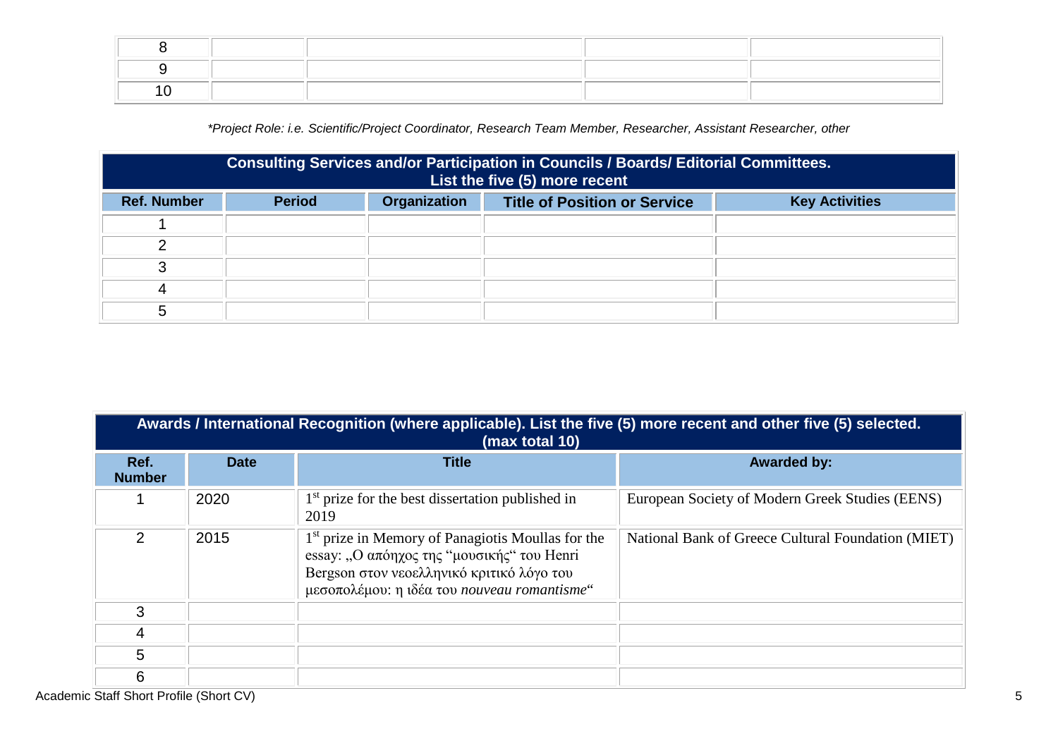| 8 | | | | |
|---|---|---|---|---|
| 9 | | | | |
| 10 | | | | |

*\*Project Role: i.e. Scientific/Project Coordinator, Research Team Member, Researcher, Assistant Researcher, other*

| **Consulting Services and/or Participation in Councils / Boards/ Editorial Committees. List the five (5) more recent** | | | | |
|---|---|---|---|---|
| **Ref. Number** | **Period** | **Organization** | **Title of Position or Service** | **Key Activities** |
| 1 | | | | |
| 2 | | | | |
| 3 | | | | |
| 4 | | | | |
| 5 | | | | |

| **Awards / International Recognition (where applicable). List the five (5) more recent and other five (5) selected. (max total 10)** | | | |
|---|---|---|---|
| **Ref. Number** | **Date** | **Title** | **Awarded by:** |
| 1 | 2020 | 1st prize for the best dissertation published in 2019 | European Society of Modern Greek Studies (EENS) |
| 2 | 2015 | 1st prize in Memory of Panagiotis Moullas for the essay: „Ο απόηχος της "μουσικής" του Henri Bergson στον νεοελληνικό κριτικό λόγο του μεσοπολέμου: η ιδέα του *nouveau romantisme*" | National Bank of Greece Cultural Foundation (MIET) |
| 3 | | | |
| 4 | | | |
| 5 | | | |
| 6 | | | |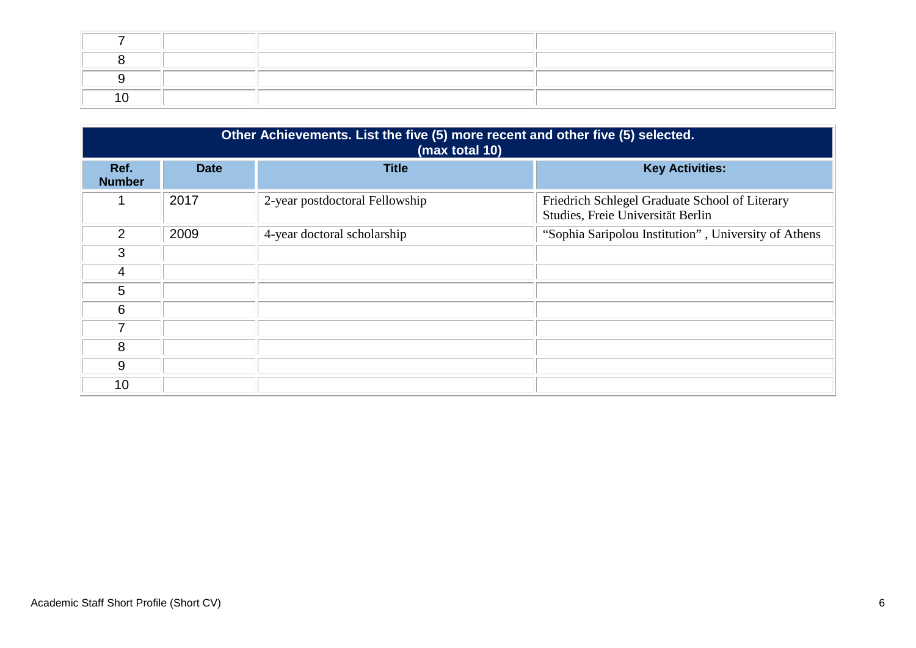| | | | |
|---|---|---|---|
| 7 | | | |
| 8 | | | |
| 9 | | | |
| 10 | | | |

| **Other Achievements. List the five (5) more recent and other five (5) selected. (max total 10)** | | | |
|---|---|---|---|
| **Ref. Number** | **Date** | **Title** | **Key Activities:** |
| 1 | 2017 | 2-year postdoctoral Fellowship | Friedrich Schlegel Graduate School of Literary Studies, Freie Universität Berlin |
| 2 | 2009 | 4-year doctoral scholarship | “Sophia Saripolou Institution” , University of Athens |
| 3 | | | |
| 4 | | | |
| 5 | | | |
| 6 | | | |
| 7 | | | |
| 8 | | | |
| 9 | | | |
| 10 | | | |